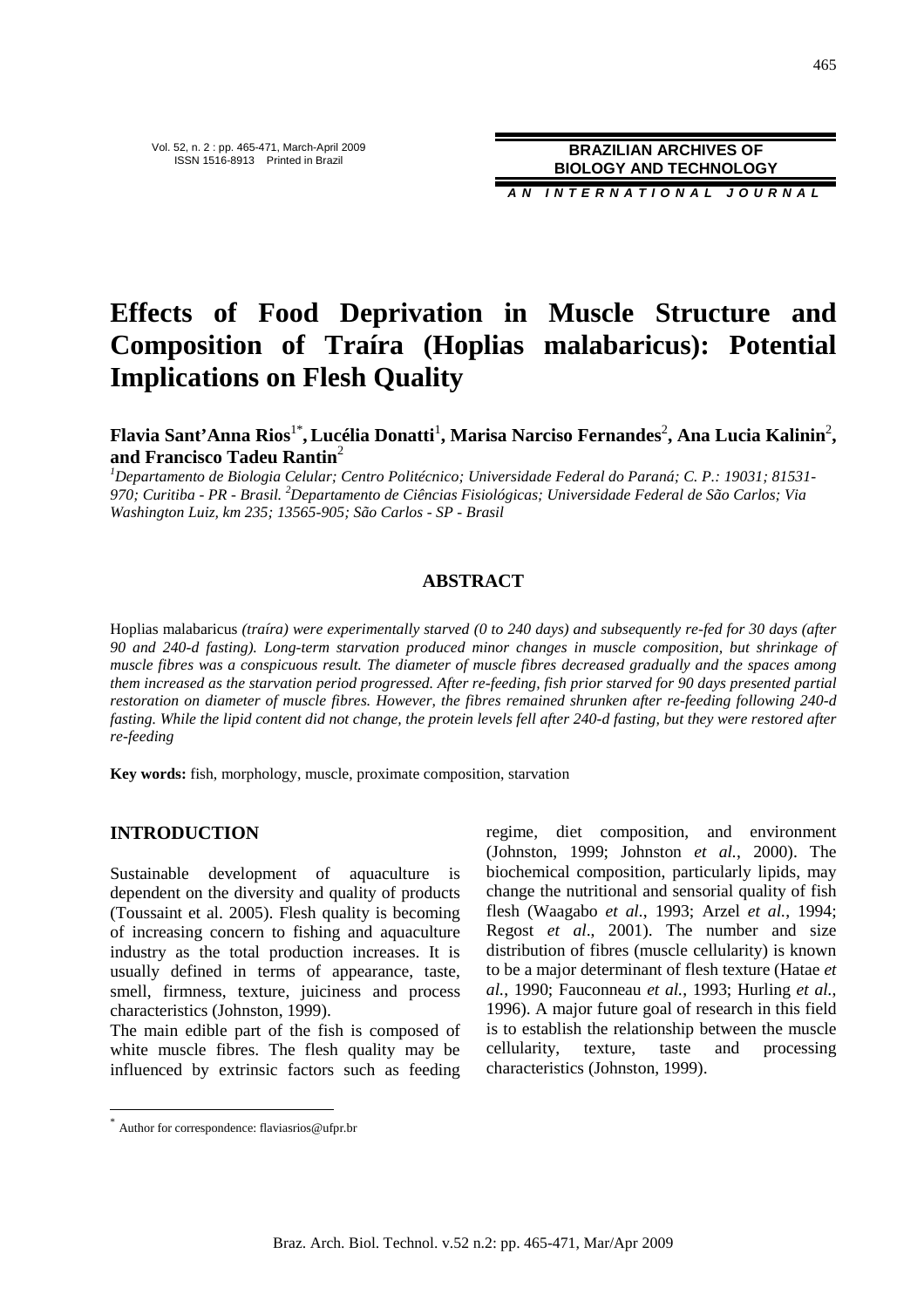# Effects of Food Deprivation in Muscle Structure and Composition of Traíra (Hoplias malabaricus): Potential Implications on Flesh Quality

**Flavia Sant'Anna Rios[1*], Lucélia Donatti[1], Marisa Narciso Fernandes[2], Ana Lucia Kalinin[2], and Francisco Tadeu Rantin[2]**

[1]*Departamento de Biologia Celular; Centro Politécnico; Universidade Federal do Paraná; C. P.: 19031; 81531-970; Curitiba - PR - Brasil.* [2]*Departamento de Ciências Fisiológicas; Universidade Federal de São Carlos; Via Washington Luiz, km 235; 13565-905; São Carlos - SP - Brasil*

## ABSTRACT

Hoplias malabaricus *(traíra) were experimentally starved (0 to 240 days) and subsequently re-fed for 30 days (after 90 and 240-d fasting). Long-term starvation produced minor changes in muscle composition, but shrinkage of muscle fibres was a conspicuous result. The diameter of muscle fibres decreased gradually and the spaces among them increased as the starvation period progressed. After re-feeding, fish prior starved for 90 days presented partial restoration on diameter of muscle fibres. However, the fibres remained shrunken after re-feeding following 240-d fasting. While the lipid content did not change, the protein levels fell after 240-d fasting, but they were restored after re-feeding*

**Key words:** fish, morphology, muscle, proximate composition, starvation

## INTRODUCTION

Sustainable development of aquaculture is dependent on the diversity and quality of products (Toussaint et al. 2005). Fish quality is becoming of increasing concern to fishing and aquaculture industry as the total production increases. It is usually defined in terms of appearance, taste, smell, firmness, texture, juiciness and process characteristics (Johnston, 1999).

The main edible part of the fish is composed of white muscle fibres. The flesh quality may be influenced by extrinsic factors such as feeding regime, diet composition, and environment (Johnston, 1999; Johnston *et al.*, 2000). The biochemical composition, particularly lipids, may change the nutritional and sensorial quality of fish flesh (Waagabo *et al.*, 1993; Arzel *et al.*, 1994; Regost *et al.*, 2001). The number and size distribution of fibres (muscle cellularity) is known to be a major determinant of flesh texture (Hatae *et al.*, 1990; Fauconneau *et al.*, 1993; Hurling *et al.*, 1996). A major future goal of research in this field is to establish the relationship between the muscle cellularity, texture, taste and processing characteristics (Johnston, 1999).

---

[*] Author for correspondence: flaviasrios@ufpr.br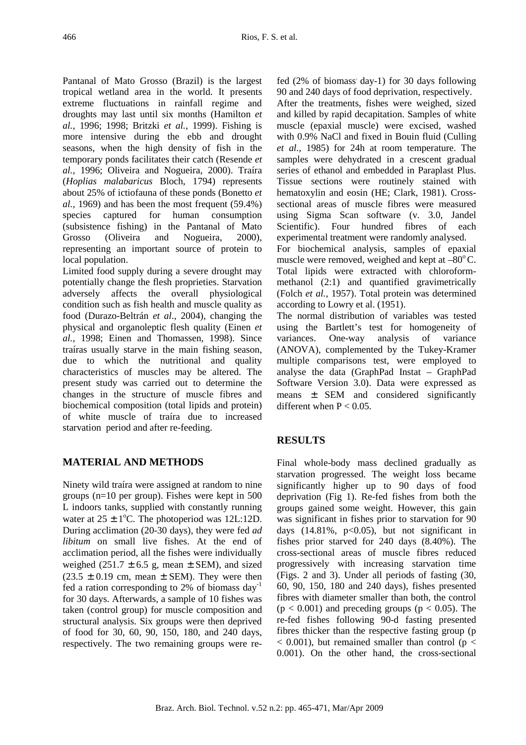Pantanal of Mato Grosso (Brazil) is the largest tropical wetland area in the world. It presents extreme fluctuations in rainfall regime and droughts may last until six months (Hamilton *et al.*, 1996; 1998; Britzki *et al.*, 1999). Fishing is more intensive during the ebb and drought seasons, when the high density of fish in the temporary ponds facilitates their catch (Resende *et al.*, 1996; Oliveira and Nogueira, 2000). Traíra (*Hoplias malabaricus* Bloch, 1794) represents about 25% of ictiofauna of these ponds (Bonetto *et al.*, 1969) and has been the most frequent (59.4%) species captured for human consumption (subsistence fishing) in the Pantanal of Mato Grosso (Oliveira and Nogueira, 2000), representing an important source of protein to local population.

Limited food supply during a severe drought may potentially change the flesh proprieties. Starvation adversely affects the overall physiological condition such as fish health and muscle quality as food (Durazo-Beltrán *et al*., 2004), changing the physical and organoleptic flesh quality (Einen *et al.*, 1998; Einen and Thomassen, 1998). Since traíras usually starve in the main fishing season, due to which the nutritional and quality characteristics of muscles may be altered. The present study was carried out to determine the changes in the structure of muscle fibres and biochemical composition (total lipids and protein) of white muscle of traíra due to increased starvation period and after re-feeding.

## MATERIAL AND METHODS

Ninety wild traíra were assigned at random to nine groups (n=10 per group). Fishes were kept in 500 L indoors tanks, supplied with constantly running water at $25 \pm 1^{o}$C. The photoperiod was 12L:12D. During acclimation (20-30 days), they were fed *ad libitum* on small live fishes. At the end of acclimation period, all the fishes were individually weighed ($251.7 \pm 6.5$ g, mean ± SEM), and sized ($23.5 \pm 0.19$ cm, mean ± SEM). They were then fed a ration corresponding to 2% of biomass day$^{-1}$ for 30 days. Afterwards, a sample of 10 fishes was taken (control group) for muscle composition and structural analysis. Six groups were then deprived of food for 30, 60, 90, 150, 180, and 240 days, respectively. The two remaining groups were re-fed (2% of biomass day-1) for 30 days following 90 and 240 days of food deprivation, respectively.

After the treatments, fishes were weighed, sized and killed by rapid decapitation. Samples of white muscle (epaxial muscle) were excised, washed with 0.9% NaCl and fixed in Bouin fluid (Culling *et al.*, 1985) for 24h at room temperature. The samples were dehydrated in a crescent gradual series of ethanol and embedded in Paraplast Plus. Tissue sections were routinely stained with hematoxylin and eosin (HE; Clark, 1981). Cross-sectional areas of muscle fibres were measured using Sigma Scan software (v. 3.0, Jandel Scientific). Four hundred fibres of each experimental treatment were randomly analysed.

For biochemical analysis, samples of epaxial muscle were removed, weighed and kept at $-80^{o}$C. Total lipids were extracted with chloroform-methanol (2:1) and quantified gravimetrically (Folch *et al.*, 1957). Total protein was determined according to Lowry et al. (1951).

The normal distribution of variables was tested using the Bartlett's test for homogeneity of variances. One-way analysis of variance (ANOVA), complemented by the Tukey-Kramer multiple comparisons test, were employed to analyse the data (GraphPad Instat – GraphPad Software Version 3.0). Data were expressed as means ± SEM and considered significantly different when $P < 0.05$.

## RESULTS

Final whole-body mass declined gradually as starvation progressed. The weight loss became significantly higher up to 90 days of food deprivation (Fig 1). Re-fed fishes from both the groups gained some weight. However, this gain was significant in fishes prior to starvation for 90 days (14.81%, $p<0.05$), but not significant in fishes prior starved for 240 days (8.40%). The cross-sectional areas of muscle fibres reduced progressively with increasing starvation time (Figs. 2 and 3). Under all periods of fasting (30, 60, 90, 150, 180 and 240 days), fishes presented fibres with diameter smaller than both, the control ($p < 0.001$) and preceding groups ($p < 0.05$). The re-fed fishes following 90-d fasting presented fibres thicker than the respective fasting group ($p < 0.001$), but remained smaller than control ($p < 0.001$). On the other hand, the cross-sectional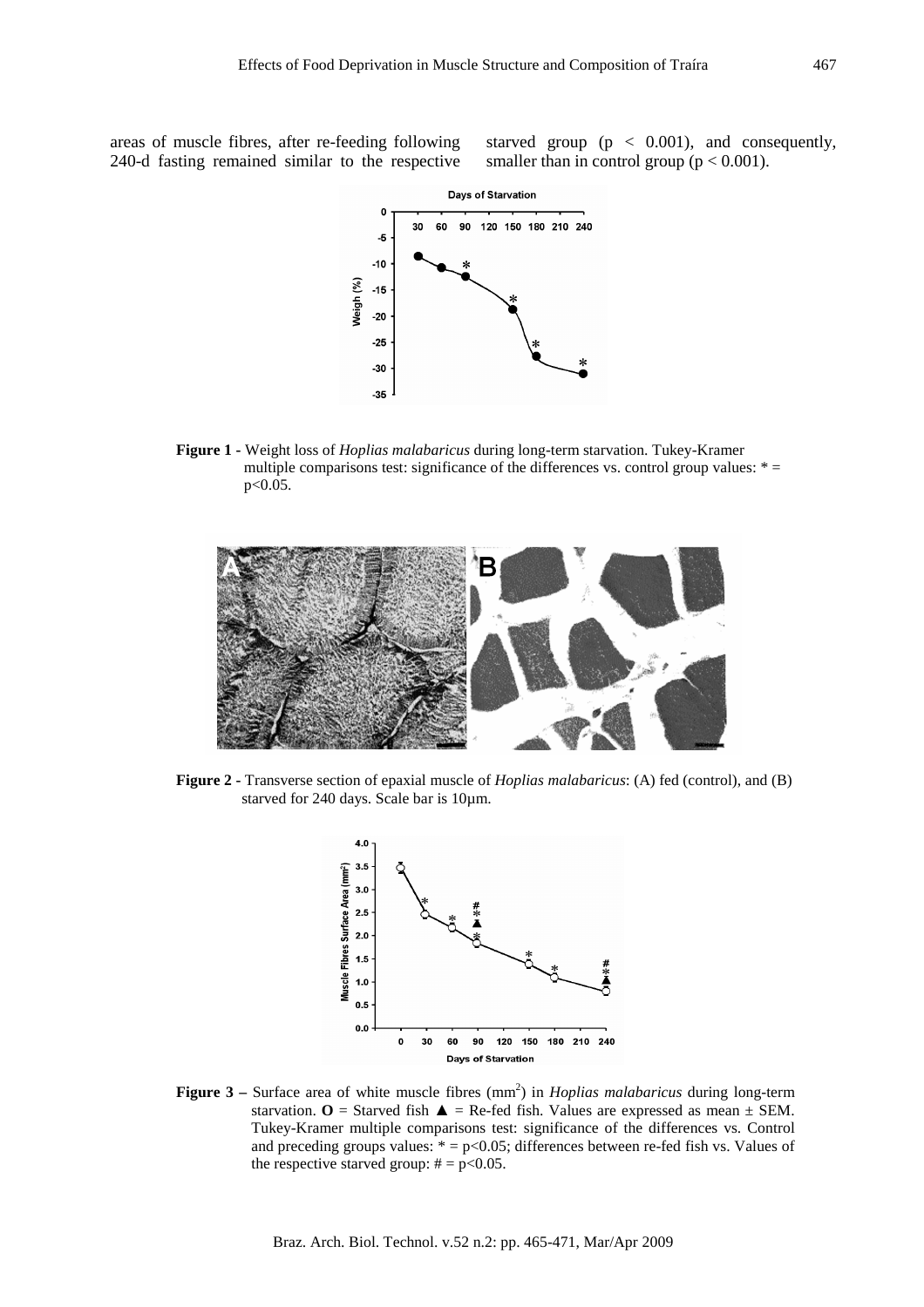areas of muscle fibres, after re-feeding following 240-d fasting remained similar to the respective starved group ($p < 0.001$), and consequently, smaller than in control group ($p < 0.001$).

**Figure 1 -** Weight loss of *Hoplias malabaricus* during long-term starvation. Tukey-Kramer multiple comparisons test: significance of the differences vs. control group values: * = $p<0.05$.

**Figure 2 -** Transverse section of epaxial muscle of *Hoplias malabaricus*: (A) fed (control), and (B) starved for 240 days. Scale bar is 10µm.

**Figure 3 –** Surface area of white muscle fibres ($mm^2$) in *Hoplias malabaricus* during long-term starvation. **O** = Starved fish ▲ = Re-fed fish. Values are expressed as mean ± SEM. Tukey-Kramer multiple comparisons test: significance of the differences vs. Control and preceding groups values: * = $p<0.05$; differences between re-fed fish vs. Values of the respective starved group: # = $p<0.05$.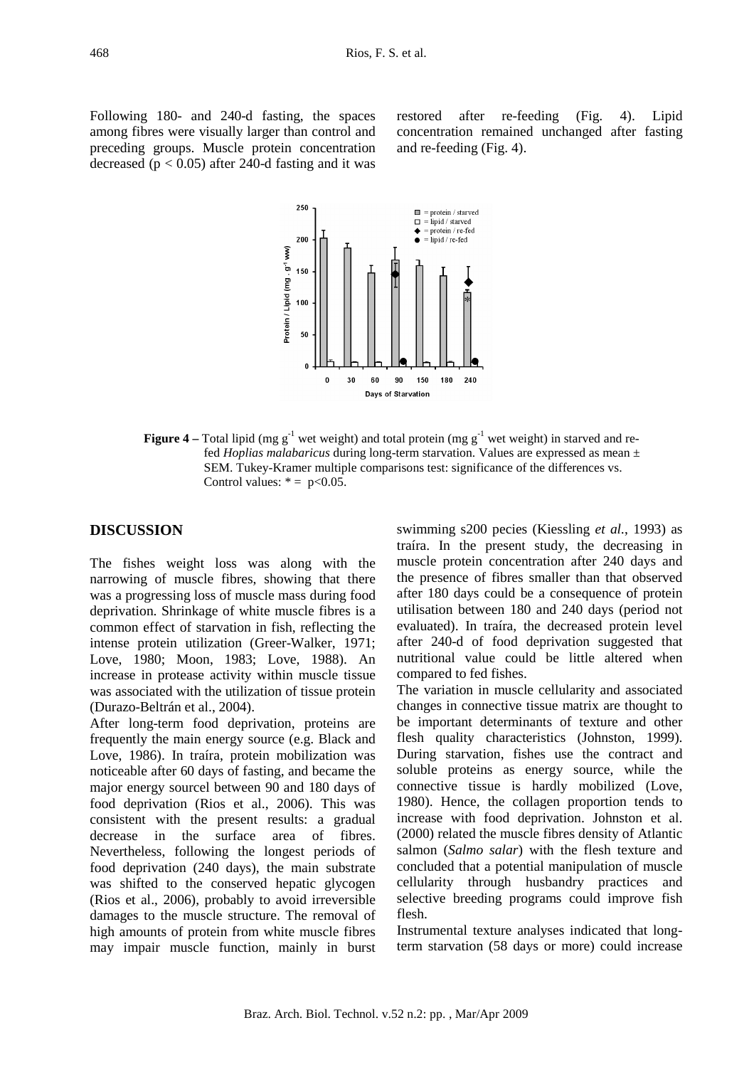Following 180- and 240-d fasting, the spaces among fibres were visually larger than control and preceding groups. Muscle protein concentration decreased ($p < 0.05$) after 240-d fasting and it was restored after re-feeding (Fig. 4). Lipid concentration remained unchanged after fasting and re-feeding (Fig. 4).

**Figure 4 –** Total lipid (mg $g^{-1}$ wet weight) and total protein (mg $g^{-1}$ wet weight) in starved and re-fed *Hoplias malabaricus* during long-term starvation. Values are expressed as mean ± SEM. Tukey-Kramer multiple comparisons test: significance of the differences vs. Control values: * = $p<0.05$.

## DISCUSSION

The fishes weight loss was along with the narrowing of muscle fibres, showing that there was a progressing loss of muscle mass during food deprivation. Shrinkage of white muscle fibres is a common effect of starvation in fish, reflecting the intense protein utilization (Greer-Walker, 1971; Love, 1980; Moon, 1983; Love, 1988). An increase in protease activity within muscle tissue was associated with the utilization of tissue protein (Durazo-Beltrán et al., 2004).

After long-term food deprivation, proteins are frequently the main energy source (e.g. Black and Love, 1986). In traíra, protein mobilization was noticeable after 60 days of fasting, and became the major energy sourcel between 90 and 180 days of food deprivation (Rios et al., 2006). This was consistent with the present results: a gradual decrease in the surface area of fibres. Nevertheless, following the longest periods of food deprivation (240 days), the main substrate was shifted to the conserved hepatic glycogen (Rios et al., 2006), probably to avoid irreversible damages to the muscle structure. The removal of high amounts of protein from white muscle fibres may impair muscle function, mainly in burst swimming s200 pecies (Kiessling *et al.*, 1993) as traíra. In the present study, the decreasing in muscle protein concentration after 240 days and the presence of fibres smaller than that observed after 180 days could be a consequence of protein utilisation between 180 and 240 days (period not evaluated). In traíra, the decreased protein level after 240-d of food deprivation suggested that nutritional value could be little altered when compared to fed fishes.

The variation in muscle cellularity and associated changes in connective tissue matrix are thought to be important determinants of texture and other flesh quality characteristics (Johnston, 1999). During starvation, fishes use the contract and soluble proteins as energy source, while the connective tissue is hardly mobilized (Love, 1980). Hence, the collagen proportion tends to increase with food deprivation. Johnston et al. (2000) related the muscle fibres density of Atlantic salmon (*Salmo salar*) with the flesh texture and concluded that a potential manipulation of muscle cellularity through husbandry practices and selective breeding programs could improve fish flesh.

Instrumental texture analyses indicated that long-term starvation (58 days or more) could increase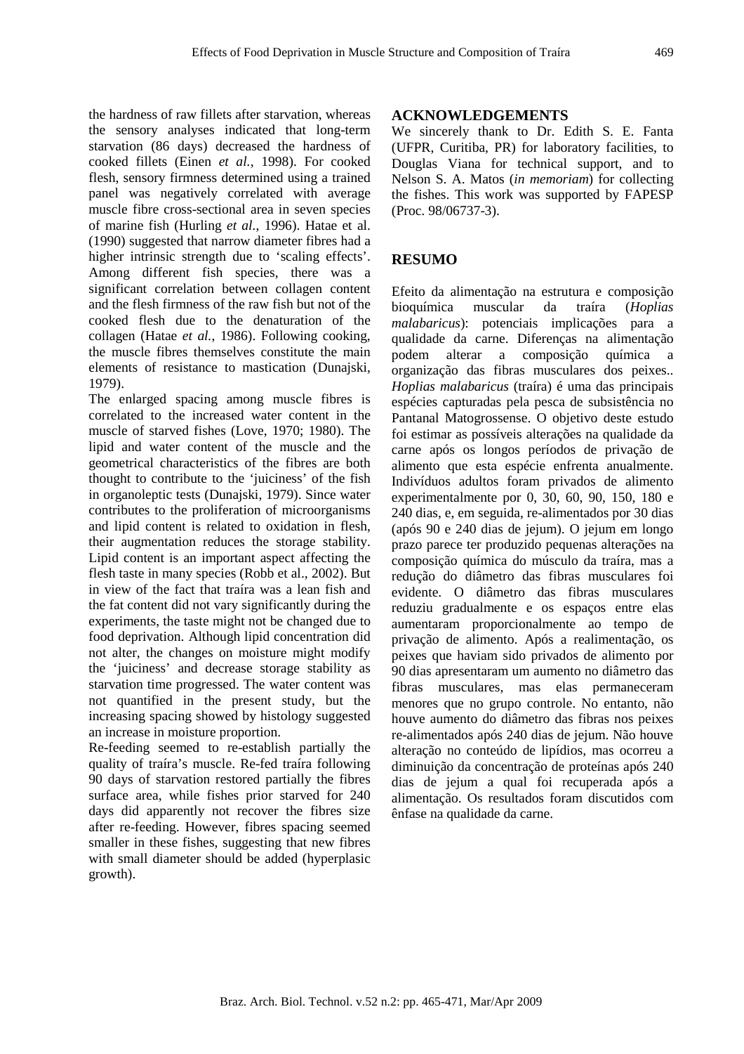the hardness of raw fillets after starvation, whereas the sensory analyses indicated that long-term starvation (86 days) decreased the hardness of cooked fillets (Einen *et al.*, 1998). For cooked flesh, sensory firmness determined using a trained panel was negatively correlated with average muscle fibre cross-sectional area in seven species of marine fish (Hurling *et al.*, 1996). Hatae et al. (1990) suggested that narrow diameter fibres had a higher intrinsic strength due to 'scaling effects'. Among different fish species, there was a significant correlation between collagen content and the flesh firmness of the raw fish but not of the cooked flesh due to the denaturation of the collagen (Hatae *et al.*, 1986). Following cooking, the muscle fibres themselves constitute the main elements of resistance to mastication (Dunajski, 1979).

The enlarged spacing among muscle fibres is correlated to the increased water content in the muscle of starved fishes (Love, 1970; 1980). The lipid and water content of the muscle and the geometrical characteristics of the fibres are both thought to contribute to the 'juiciness' of the fish in organoleptic tests (Dunajski, 1979). Since water contributes to the proliferation of microorganisms and lipid content is related to oxidation in flesh, their augmentation reduces the storage stability. Lipid content is an important aspect affecting the flesh taste in many species (Robb et al., 2002). But in view of the fact that traíra was a lean fish and the fat content did not vary significantly during the experiments, the taste might not be changed due to food deprivation. Although lipid concentration did not alter, the changes on moisture might modify the 'juiciness' and decrease storage stability as starvation time progressed. The water content was not quantified in the present study, but the increasing spacing showed by histology suggested an increase in moisture proportion.

Re-feeding seemed to re-establish partially the quality of traíra's muscle. Re-fed traíra following 90 days of starvation restored partially the fibres surface area, while fishes prior starved for 240 days did apparently not recover the fibres size after re-feeding. However, fibres spacing seemed smaller in these fishes, suggesting that new fibres with small diameter should be added (hyperplasic growth).

## ACKNOWLEDGEMENTS

We sincerely thank to Dr. Edith S. E. Fanta (UFPR, Curitiba, PR) for laboratory facilities, to Douglas Viana for technical support, and to Nelson S. A. Matos (*in memoriam*) for collecting the fishes. This work was supported by FAPESP (Proc. 98/06737-3).

## RESUMO

Efeito da alimentação na estrutura e composição bioquímica muscular da traíra (*Hoplias malabaricus*): potenciais implicações para a qualidade da carne. Diferenças na alimentação podem alterar a composição química a organização das fibras musculares dos peixes.. *Hoplias malabaricus* (traíra) é uma das principais espécies capturadas pela pesca de subsistência no Pantanal Matogrossense. O objetivo deste estudo foi estimar as possíveis alterações na qualidade da carne após os longos períodos de privação de alimento que esta espécie enfrenta anualmente. Indivíduos adultos foram privados de alimento experimentalmente por 0, 30, 60, 90, 150, 180 e 240 dias, e, em seguida, re-alimentados por 30 dias (após 90 e 240 dias de jejum). O jejum em longo prazo parece ter produzido pequenas alterações na composição química do músculo da traíra, mas a redução do diâmetro das fibras musculares foi evidente. O diâmetro das fibras musculares reduziu gradualmente e os espaços entre elas aumentaram proporcionalmente ao tempo de privação de alimento. Após a realimentação, os peixes que haviam sido privados de alimento por 90 dias apresentaram um aumento no diâmetro das fibras musculares, mas elas permaneceram menores que no grupo controle. No entanto, não houve aumento do diâmetro das fibras nos peixes re-alimentados após 240 dias de jejum. Não houve alteração no conteúdo de lipídios, mas ocorreu a diminuição da concentração de proteínas após 240 dias de jejum a qual foi recuperada após a alimentação. Os resultados foram discutidos com ênfase na qualidade da carne.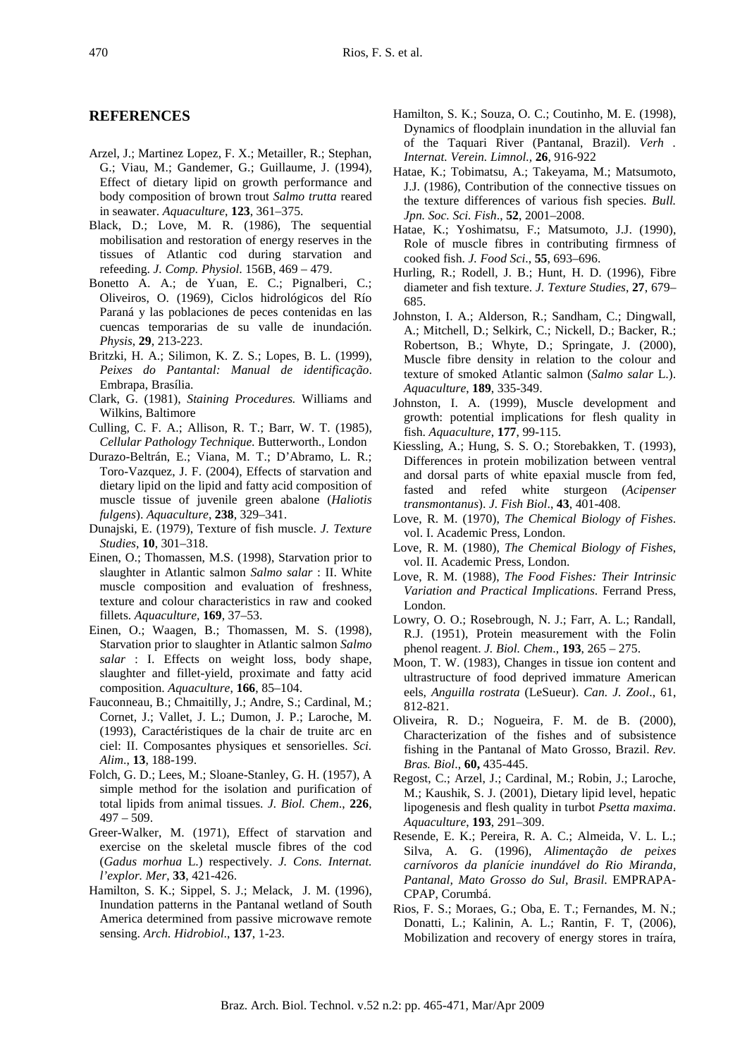## REFERENCES

Arzel, J.; Martinez Lopez, F. X.; Metailler, R.; Stephan, G.; Viau, M.; Gandemer, G.; Guillaume, J. (1994), Effect of dietary lipid on growth performance and body composition of brown trout *Salmo trutta* reared in seawater. *Aquaculture*, **123**, 361–375.

Black, D.; Love, M. R. (1986), The sequential mobilisation and restoration of energy reserves in the tissues of Atlantic cod during starvation and refeeding. *J. Comp. Physiol.* 156B, 469 – 479.

Bonetto A. A.; de Yuan, E. C.; Pignalberi, C.; Oliveiros, O. (1969), Ciclos hidrológicos del Río Paraná y las poblaciones de peces contenidas en las cuencas temporarias de su valle de inundación. *Physis*, **29**, 213-223.

Britzki, H. A.; Silimon, K. Z. S.; Lopes, B. L. (1999), *Peixes do Pantantal: Manual de identificação*. Embrapa, Brasília.

Clark, G. (1981), *Staining Procedures.* Williams and Wilkins, Baltimore

Culling, C. F. A.; Allison, R. T.; Barr, W. T. (1985), *Cellular Pathology Technique.* Butterworth., London

Durazo-Beltrán, E.; Viana, M. T.; D'Abramo, L. R.; Toro-Vazquez, J. F. (2004), Effects of starvation and dietary lipid on the lipid and fatty acid composition of muscle tissue of juvenile green abalone (*Haliotis fulgens*). *Aquaculture*, **238**, 329–341.

Dunajski, E. (1979), Texture of fish muscle. *J. Texture Studies*, **10**, 301–318.

Einen, O.; Thomassen, M.S. (1998), Starvation prior to slaughter in Atlantic salmon *Salmo salar* : II. White muscle composition and evaluation of freshness, texture and colour characteristics in raw and cooked fillets. *Aquaculture*, **169**, 37–53.

Einen, O.; Waagen, B.; Thomassen, M. S. (1998), Starvation prior to slaughter in Atlantic salmon *Salmo salar* : I. Effects on weight loss, body shape, slaughter and fillet-yield, proximate and fatty acid composition. *Aquaculture*, **166**, 85–104.

Fauconneau, B.; Chmaitilly, J.; Andre, S.; Cardinal, M.; Cornet, J.; Vallet, J. L.; Dumon, J. P.; Laroche, M. (1993), Caractéristiques de la chair de truite arc en ciel: II. Composantes physiques et sensorielles. *Sci. Alim*., **13**, 188-199.

Folch, G. D.; Lees, M.; Sloane-Stanley, G. H. (1957), A simple method for the isolation and purification of total lipids from animal tissues. *J. Biol. Chem*., **226**, 497 – 509.

Greer-Walker, M. (1971), Effect of starvation and exercise on the skeletal muscle fibres of the cod (*Gadus morhua* L.) respectively. *J. Cons. Internat. l'explor. Mer*, **33**, 421-426.

Hamilton, S. K.; Sippel, S. J.; Melack, J. M. (1996), Inundation patterns in the Pantanal wetland of South America determined from passive microwave remote sensing. *Arch. Hidrobiol*., **137**, 1-23.

Hamilton, S. K.; Souza, O. C.; Coutinho, M. E. (1998), Dynamics of floodplain inundation in the alluvial fan of the Taquari River (Pantanal, Brazil). *Verh . Internat. Verein. Limnol.*, **26**, 916-922

Hatae, K.; Tobimatsu, A.; Takeyama, M.; Matsumoto, J.J. (1986), Contribution of the connective tissues on the texture differences of various fish species. *Bull. Jpn. Soc. Sci. Fish*., **52**, 2001–2008.

Hatae, K.; Yoshimatsu, F.; Matsumoto, J.J. (1990), Role of muscle fibres in contributing firmness of cooked fish. *J. Food Sci*., **55**, 693–696.

Hurling, R.; Rodell, J. B.; Hunt, H. D. (1996), Fibre diameter and fish texture. *J. Texture Studies*, **27**, 679–685.

Johnston, I. A.; Alderson, R.; Sandham, C.; Dingwall, A.; Mitchell, D.; Selkirk, C.; Nickell, D.; Backer, R.; Robertson, B.; Whyte, D.; Springate, J. (2000), Muscle fibre density in relation to the colour and texture of smoked Atlantic salmon (*Salmo salar* L.). *Aquaculture*, **189**, 335-349.

Johnston, I. A. (1999), Muscle development and growth: potential implications for flesh quality in fish. *Aquaculture*, **177**, 99-115.

Kiessling, A.; Hung, S. S. O.; Storebakken, T. (1993), Differences in protein mobilization between ventral and dorsal parts of white epaxial muscle from fed, fasted and refed white sturgeon (*Acipenser transmontanus*). *J. Fish Biol*., **43**, 401-408.

Love, R. M. (1970), *The Chemical Biology of Fishes*. vol. I. Academic Press, London.

Love, R. M. (1980), *The Chemical Biology of Fishes*, vol. II. Academic Press, London.

Love, R. M. (1988), *The Food Fishes: Their Intrinsic Variation and Practical Implications*. Ferrand Press, London.

Lowry, O. O.; Rosebrough, N. J.; Farr, A. L.; Randall, R.J. (1951), Protein measurement with the Folin phenol reagent. *J. Biol. Chem*., **193**, 265 – 275.

Moon, T. W. (1983), Changes in tissue ion content and ultrastructure of food deprived immature American eels, *Anguilla rostrata* (LeSueur). *Can. J. Zool*., 61, 812-821.

Oliveira, R. D.; Nogueira, F. M. de B. (2000), Characterization of the fishes and of subsistence fishing in the Pantanal of Mato Grosso, Brazil. *Rev. Bras. Biol*., **60,** 435-445.

Regost, C.; Arzel, J.; Cardinal, M.; Robin, J.; Laroche, M.; Kaushik, S. J. (2001), Dietary lipid level, hepatic lipogenesis and flesh quality in turbot *Psetta maxima*. *Aquaculture*, **193**, 291–309.

Resende, E. K.; Pereira, R. A. C.; Almeida, V. L. L.; Silva, A. G. (1996), *Alimentação de peixes carnívoros da planície inundável do Rio Miranda, Pantanal, Mato Grosso do Sul, Brasil.* EMPRAPA-CPAP, Corumbá.

Rios, F. S.; Moraes, G.; Oba, E. T.; Fernandes, M. N.; Donatti, L.; Kalinin, A. L.; Rantin, F. T, (2006), Mobilization and recovery of energy stores in traíra,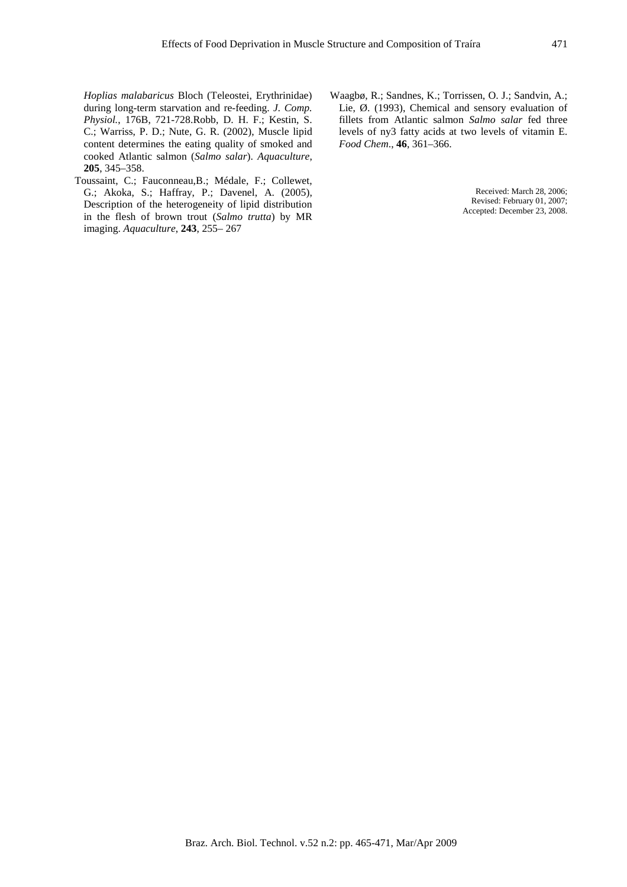*Hoplias malabaricus* Bloch (Teleostei, Erythrinidae) during long-term starvation and re-feeding. *J. Comp. Physiol.*, 176B, 721-728.Robb, D. H. F.; Kestin, S. C.; Warriss, P. D.; Nute, G. R. (2002), Muscle lipid content determines the eating quality of smoked and cooked Atlantic salmon (*Salmo salar*). *Aquaculture*, **205**, 345–358.

Toussaint, C.; Fauconneau,B.; Médale, F.; Collewet, G.; Akoka, S.; Haffray, P.; Davenel, A. (2005), Description of the heterogeneity of lipid distribution in the flesh of brown trout (*Salmo trutta*) by MR imaging. *Aquaculture*, **243**, 255– 267

Waagbø, R.; Sandnes, K.; Torrissen, O. J.; Sandvin, A.; Lie, Ø. (1993), Chemical and sensory evaluation of fillets from Atlantic salmon *Salmo salar* fed three levels of ny3 fatty acids at two levels of vitamin E. *Food Chem*., **46**, 361–366.

Received: March 28, 2006;
Revised: February 01, 2007;
Accepted: December 23, 2008.